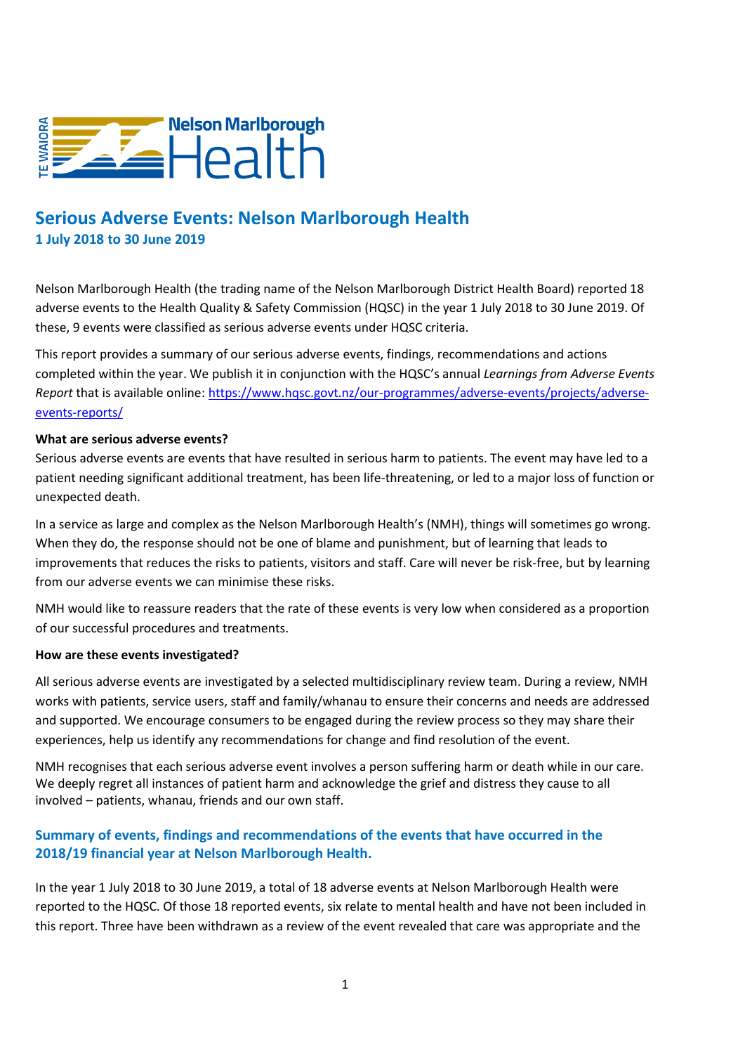# Serious Adverse Events: Nelson Marlborough Health

## 1 July 2018 to 30 June 2019

Nelson Marlborough Health (the trading name of the Nelson Marlborough District Health Board) reported 18 adverse events to the Health Quality & Safety Commission (HQSC) in the year 1 July 2018 to 30 June 2019. Of these, 9 events were classified as serious adverse events under HQSC criteria.

This report provides a summary of our serious adverse events, findings, recommendations and actions completed within the year. We publish it in conjunction with the HQSC's annual *Learnings from Adverse Events Report* that is available online: [https://www.hqsc.govt.nz/our-programmes/adverse-events/projects/adverse-events-reports/](https://www.hqsc.govt.nz/our-programmes/adverse-events/projects/adverse-events-reports/)

**What are serious adverse events?**

Serious adverse events are events that have resulted in serious harm to patients. The event may have led to a patient needing significant additional treatment, has been life-threatening, or led to a major loss of function or unexpected death.

In a service as large and complex as the Nelson Marlborough Health's (NMH), things will sometimes go wrong. When they do, the response should not be one of blame and punishment, but of learning that leads to improvements that reduces the risks to patients, visitors and staff. Care will never be risk-free, but by learning from our adverse events we can minimise these risks.

NMH would like to reassure readers that the rate of these events is very low when considered as a proportion of our successful procedures and treatments.

**How are these events investigated?**

All serious adverse events are investigated by a selected multidisciplinary review team. During a review, NMH works with patients, service users, staff and family/whanau to ensure their concerns and needs are addressed and supported. We encourage consumers to be engaged during the review process so they may share their experiences, help us identify any recommendations for change and find resolution of the event.

NMH recognises that each serious adverse event involves a person suffering harm or death while in our care. We deeply regret all instances of patient harm and acknowledge the grief and distress they cause to all involved – patients, whanau, friends and our own staff.

## Summary of events, findings and recommendations of the events that have occurred in the 2018/19 financial year at Nelson Marlborough Health.

In the year 1 July 2018 to 30 June 2019, a total of 18 adverse events at Nelson Marlborough Health were reported to the HQSC. Of those 18 reported events, six relate to mental health and have not been included in this report. Three have been withdrawn as a review of the event revealed that care was appropriate and the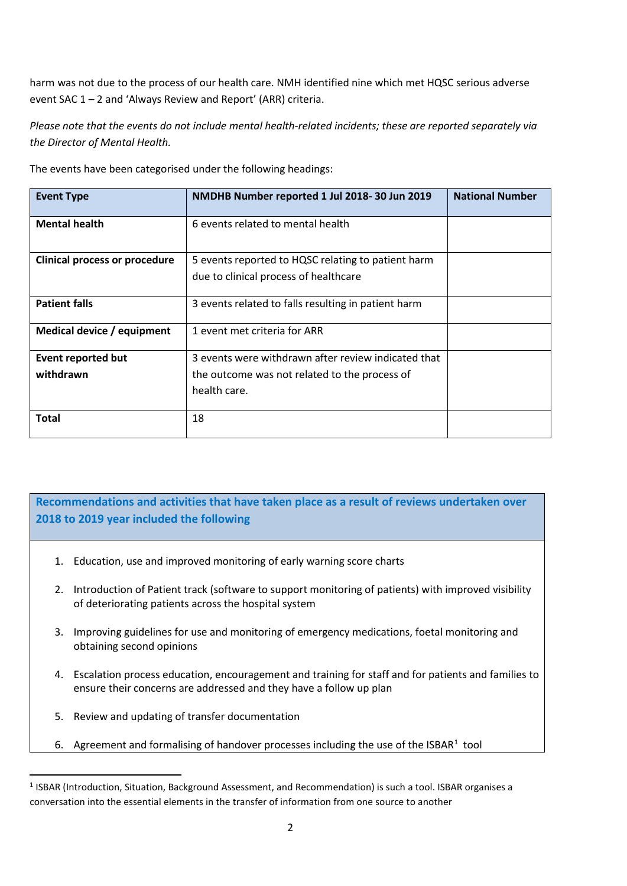harm was not due to the process of our health care. NMH identified nine which met HQSC serious adverse event SAC 1 – 2 and 'Always Review and Report' (ARR) criteria.

*Please note that the events do not include mental health-related incidents; these are reported separately via the Director of Mental Health.*

The events have been categorised under the following headings:

| Event Type | NMDHB Number reported 1 Jul 2018- 30 Jun 2019 | National Number |
|---|---|---|
| **Mental health** | 6 events related to mental health | |
| **Clinical process or procedure** | 5 events reported to HQSC relating to patient harm due to clinical process of healthcare | |
| **Patient falls** | 3 events related to falls resulting in patient harm | |
| **Medical device / equipment** | 1 event met criteria for ARR | |
| **Event reported but withdrawn** | 3 events were withdrawn after review indicated that the outcome was not related to the process of health care. | |
| **Total** | 18 | |

## Recommendations and activities that have taken place as a result of reviews undertaken over 2018 to 2019 year included the following

1. Education, use and improved monitoring of early warning score charts
2. Introduction of Patient track (software to support monitoring of patients) with improved visibility of deteriorating patients across the hospital system
3. Improving guidelines for use and monitoring of emergency medications, foetal monitoring and obtaining second opinions
4. Escalation process education, encouragement and training for staff and for patients and families to ensure their concerns are addressed and they have a follow up plan
5. Review and updating of transfer documentation
6. Agreement and formalising of handover processes including the use of the ISBAR[1] tool

[1] ISBAR (Introduction, Situation, Background Assessment, and Recommendation) is such a tool. ISBAR organises a conversation into the essential elements in the transfer of information from one source to another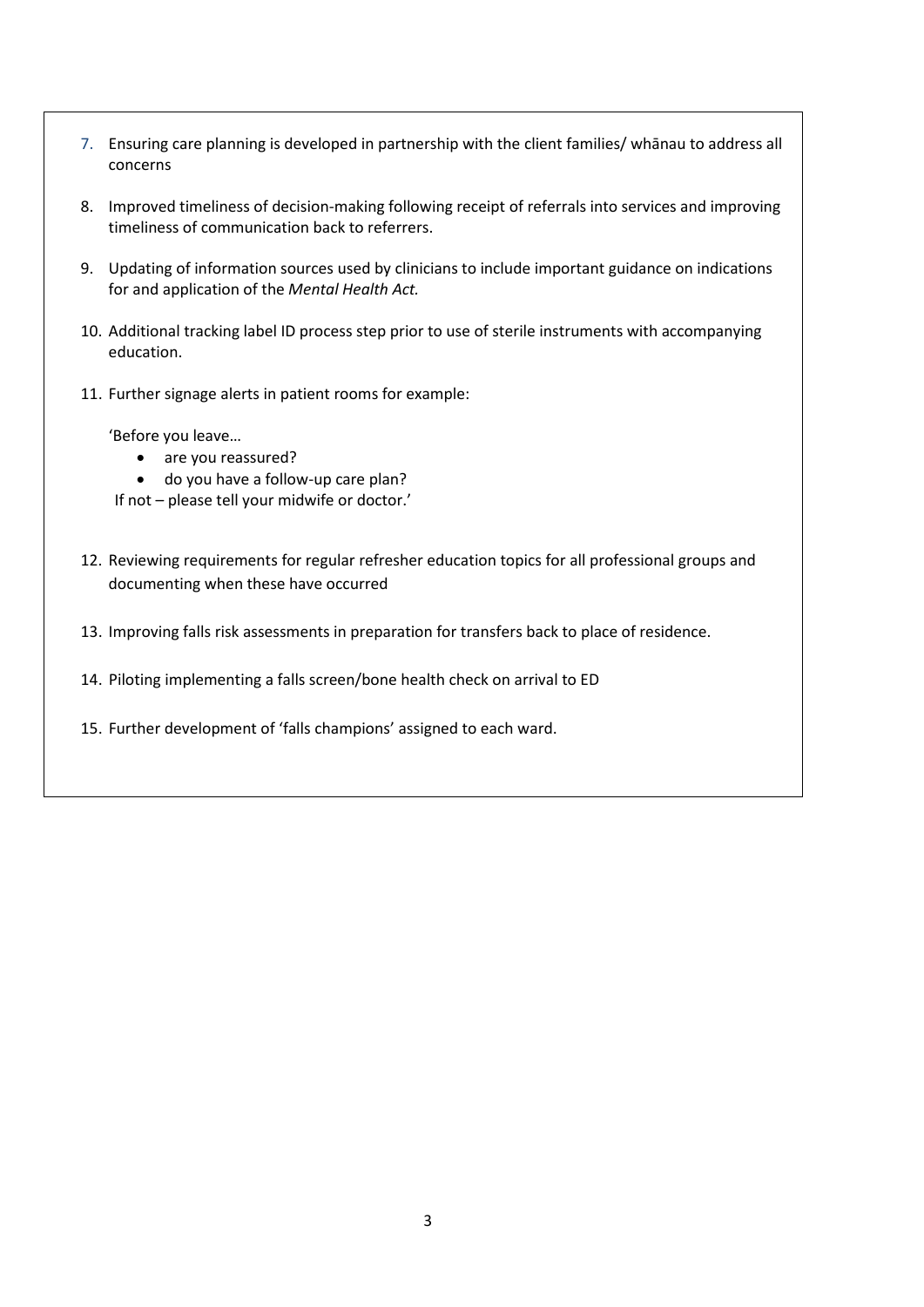7. Ensuring care planning is developed in partnership with the client families/ whānau to address all concerns

8. Improved timeliness of decision-making following receipt of referrals into services and improving timeliness of communication back to referrers.

9. Updating of information sources used by clinicians to include important guidance on indications for and application of the *Mental Health Act.*

10. Additional tracking label ID process step prior to use of sterile instruments with accompanying education.

11. Further signage alerts in patient rooms for example:

    'Before you leave…
    - are you reassured?
    - do you have a follow-up care plan?

    If not – please tell your midwife or doctor.'

12. Reviewing requirements for regular refresher education topics for all professional groups and documenting when these have occurred

13. Improving falls risk assessments in preparation for transfers back to place of residence.

14. Piloting implementing a falls screen/bone health check on arrival to ED

15. Further development of 'falls champions' assigned to each ward.